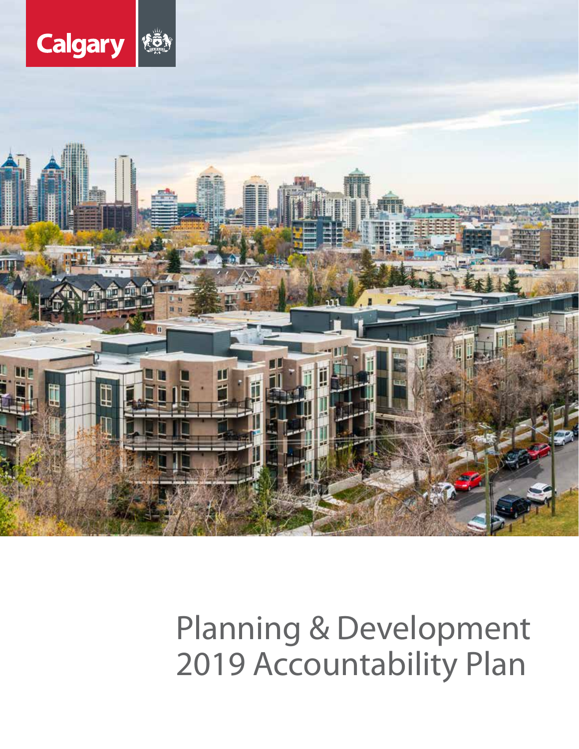Calgary

# Planning & Development 2019 Accountability Plan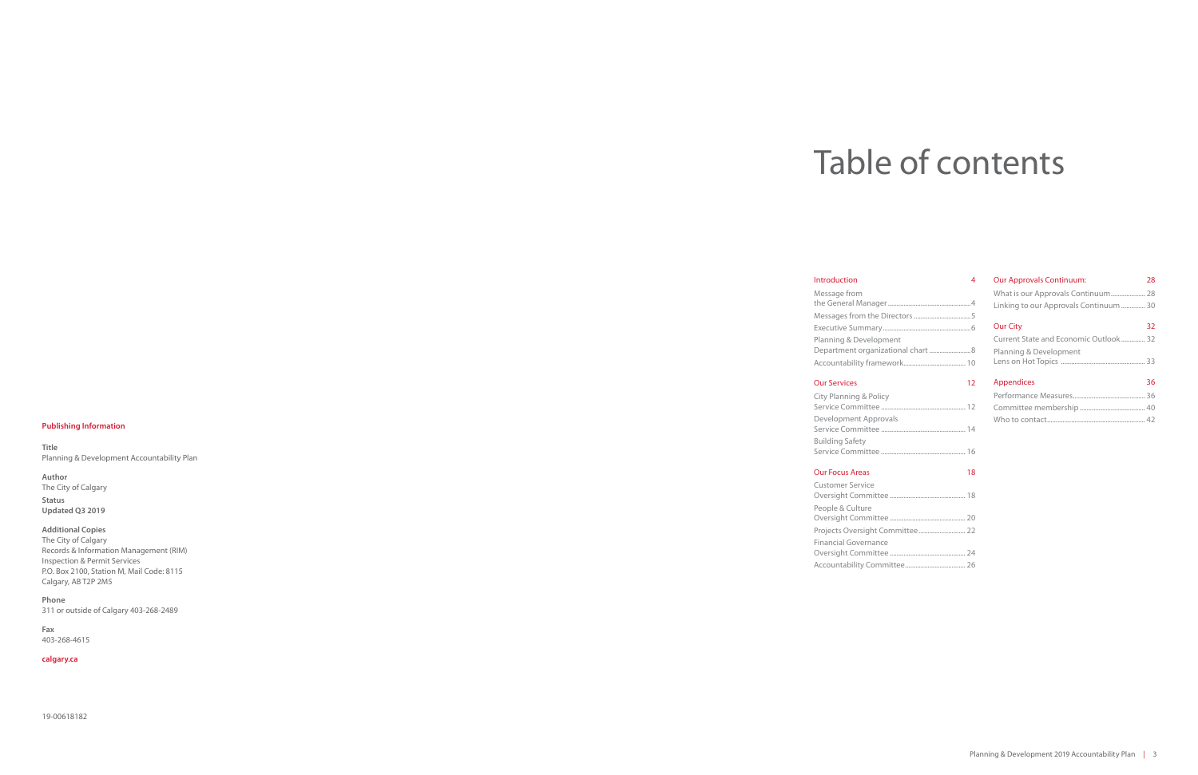**Publishing Information**

**Title**
Planning & Development Accountability Plan

**Author**
The City of Calgary

**Status**
**Updated Q3 2019**

**Additional Copies**
The City of Calgary
Records & Information Management (RIM)
Inspection & Permit Services
P.O. Box 2100, Station M, Mail Code: 8115
Calgary, AB T2P 2M5

**Phone**
311 or outside of Calgary 403-268-2489

**Fax**
403-268-4615

**calgary.ca**

19-00618182

# Table of contents

**Introduction** 4

- Message from the General Manager ... 4
- Messages from the Directors ... 5
- Executive Summary ... 6
- Planning & Development Department organizational chart ... 8
- Accountability framework ... 10

**Our Services** 12

- City Planning & Policy Service Committee ... 12
- Development Approvals Service Committee ... 14
- Building Safety Service Committee ... 16

**Our Focus Areas** 18

- Customer Service Oversight Committee ... 18
- People & Culture Oversight Committee ... 20
- Projects Oversight Committee ... 22
- Financial Governance Oversight Committee ... 24
- Accountability Committee ... 26

**Our Approvals Continuum:** 28

- What is our Approvals Continuum ... 28
- Linking to our Approvals Continuum ... 30

**Our City** 32

- Current State and Economic Outlook ... 32
- Planning & Development Lens on Hot Topics ... 33

**Appendices** 36

- Performance Measures ... 36
- Committee membership ... 40
- Who to contact ... 42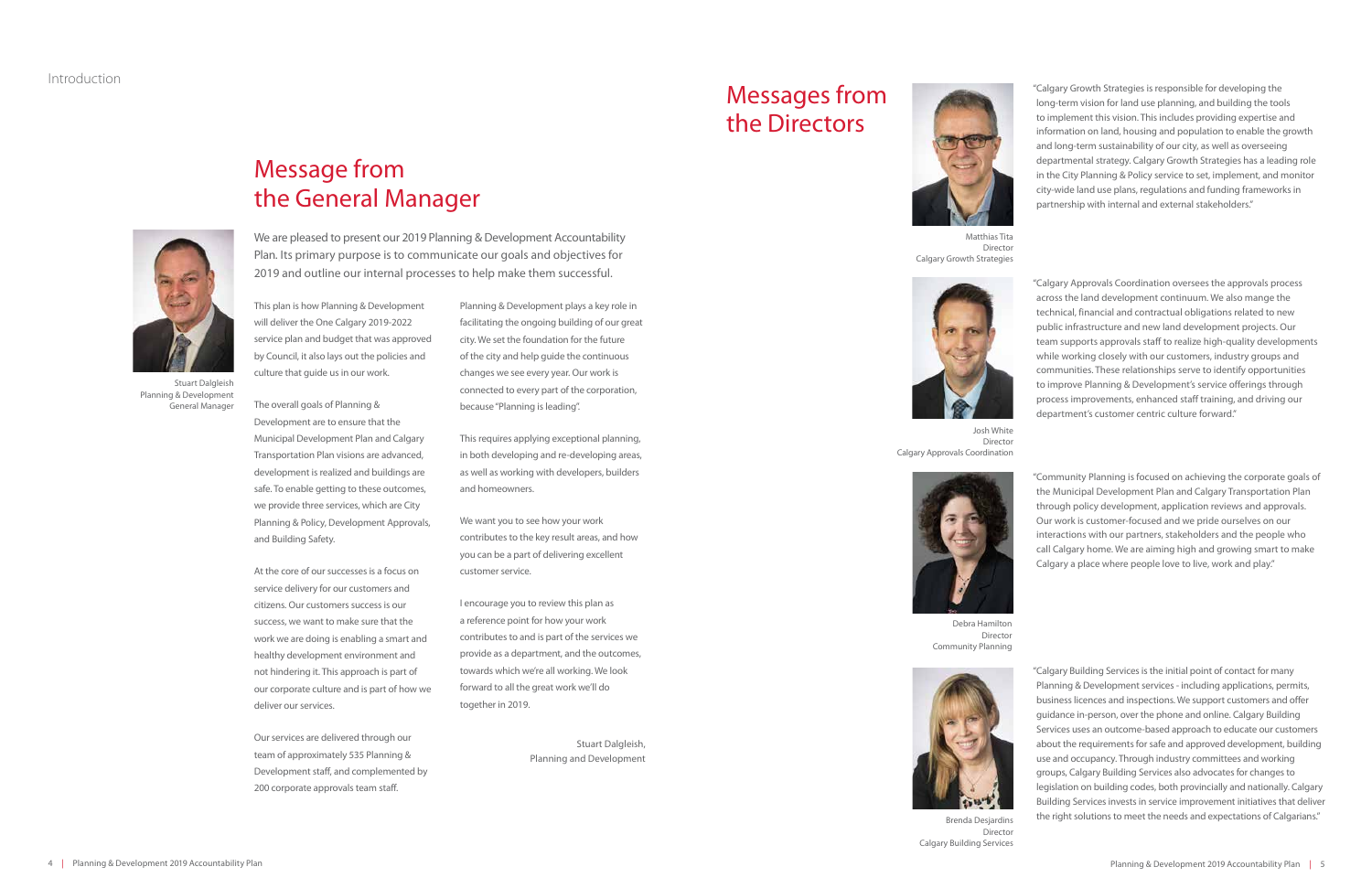Introduction

# Message from the General Manager

Stuart Dalgleish
Planning & Development
General Manager

We are pleased to present our 2019 Planning & Development Accountability Plan. Its primary purpose is to communicate our goals and objectives for 2019 and outline our internal processes to help make them successful.

This plan is how Planning & Development will deliver the One Calgary 2019-2022 service plan and budget that was approved by Council, it also lays out the policies and culture that guide us in our work.

The overall goals of Planning & Development are to ensure that the Municipal Development Plan and Calgary Transportation Plan visions are advanced, development is realized and buildings are safe. To enable getting to these outcomes, we provide three services, which are City Planning & Policy, Development Approvals, and Building Safety.

At the core of our successes is a focus on service delivery for our customers and citizens. Our customers success is our success, we want to make sure that the work we are doing is enabling a smart and healthy development environment and not hindering it. This approach is part of our corporate culture and is part of how we deliver our services.

Our services are delivered through our team of approximately 535 Planning & Development staff, and complemented by 200 corporate approvals team staff.

Planning & Development plays a key role in facilitating the ongoing building of our great city. We set the foundation for the future of the city and help guide the continuous changes we see every year. Our work is connected to every part of the corporation, because "Planning is leading".

This requires applying exceptional planning, in both developing and re-developing areas, as well as working with developers, builders and homeowners.

We want you to see how your work contributes to the key result areas, and how you can be a part of delivering excellent customer service.

I encourage you to review this plan as a reference point for how your work contributes to and is part of the services we provide as a department, and the outcomes, towards which we're all working. We look forward to all the great work we'll do together in 2019.

Stuart Dalgleish,
Planning and Development

# Messages from the Directors

Matthias Tita
Director
Calgary Growth Strategies

"Calgary Growth Strategies is responsible for developing the long-term vision for land use planning, and building the tools to implement this vision. This includes providing expertise and information on land, housing and population to enable the growth and long-term sustainability of our city, as well as overseeing departmental strategy. Calgary Growth Strategies has a leading role in the City Planning & Policy service to set, implement, and monitor city-wide land use plans, regulations and funding frameworks in partnership with internal and external stakeholders."

Josh White
Director
Calgary Approvals Coordination

"Calgary Approvals Coordination oversees the approvals process across the land development continuum. We also mange the technical, financial and contractual obligations related to new public infrastructure and new land development projects. Our team supports approvals staff to realize high-quality developments while working closely with our customers, industry groups and communities. These relationships serve to identify opportunities to improve Planning & Development's service offerings through process improvements, enhanced staff training, and driving our department's customer centric culture forward."

Debra Hamilton
Director
Community Planning

"Community Planning is focused on achieving the corporate goals of the Municipal Development Plan and Calgary Transportation Plan through policy development, application reviews and approvals. Our work is customer-focused and we pride ourselves on our interactions with our partners, stakeholders and the people who call Calgary home. We are aiming high and growing smart to make Calgary a place where people love to live, work and play."

Brenda Desjardins
Director
Calgary Building Services

"Calgary Building Services is the initial point of contact for many Planning & Development services - including applications, permits, business licences and inspections. We support customers and offer guidance in-person, over the phone and online. Calgary Building Services uses an outcome-based approach to educate our customers about the requirements for safe and approved development, building use and occupancy. Through industry committees and working groups, Calgary Building Services also advocates for changes to legislation on building codes, both provincially and nationally. Calgary Building Services invests in service improvement initiatives that deliver the right solutions to meet the needs and expectations of Calgarians."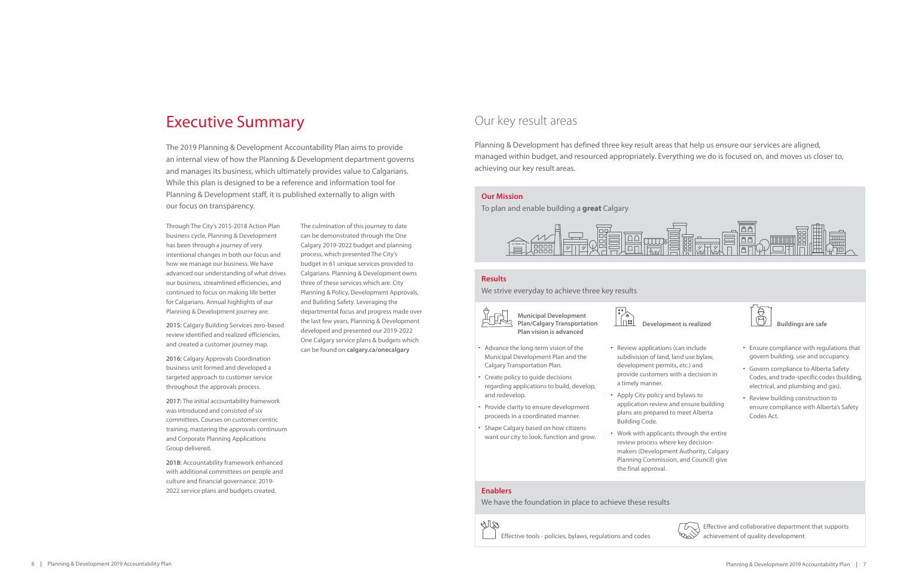# Executive Summary

The 2019 Planning & Development Accountability Plan aims to provide an internal view of how the Planning & Development department governs and manages its business, which ultimately provides value to Calgarians. While this plan is designed to be a reference and information tool for Planning & Development staff, it is published externally to align with our focus on transparency.

Through The City's 2015-2018 Action Plan business cycle, Planning & Development has been through a journey of very intentional changes in both our focus and how we manage our business. We have advanced our understanding of what drives our business, streamlined efficiencies, and continued to focus on making life better for Calgarians. Annual highlights of our Planning & Development journey are:

**2015:** Calgary Building Services zero-based review identified and realized efficiencies, and created a customer journey map.

**2016:** Calgary Approvals Coordination business unit formed and developed a targeted approach to customer service throughout the approvals process.

**2017:** The initial accountability framework was introduced and consisted of six committees. Courses on customer centric training, mastering the approvals continuum and Corporate Planning Applications Group delivered.

**2018:** Accountability framework enhanced with additional committees on people and culture and financial governance. 2019-2022 service plans and budgets created.

The culmination of this journey to date can be demonstrated through the One Calgary 2019-2022 budget and planning process, which presented The City's budget in 61 unique services provided to Calgarians. Planning & Development owns three of these services which are: City Planning & Policy, Development Approvals, and Building Safety. Leveraging the departmental focus and progress made over the last few years, Planning & Development developed and presented our 2019-2022 One Calgary service plans & budgets which can be found on **calgary.ca/onecalgary**

# Our key result areas

Planning & Development has defined three key result areas that help us ensure our services are aligned, managed within budget, and resourced appropriately. Everything we do is focused on, and moves us closer to, achieving our key result areas.

## Our Mission

To plan and enable building a **great** Calgary

## Results

We strive everyday to achieve three key results

### Municipal Development Plan/Calgary Transportation Plan vision is advanced

- Advance the long-term vision of the Municipal Development Plan and the Calgary Transportation Plan.
- Create policy to guide decisions regarding applications to build, develop, and redevelop.
- Provide clarity to ensure development proceeds in a coordinated manner.
- Shape Calgary based on how citizens want our city to look, function and grow.

### Development is realized

- Review applications (can include subdivision of land, land use bylaw, development permits, etc.) and provide customers with a decision in a timely manner.
- Apply City policy and bylaws to application review and ensure building plans are prepared to meet Alberta Building Code.
- Work with applicants through the entire review process where key decision-makers (Development Authority, Calgary Planning Commission, and Council) give the final approval.

### Buildings are safe

- Ensure compliance with regulations that govern building, use and occupancy.
- Govern compliance to Alberta Safety Codes, and trade-specific codes (building, electrical, and plumbing and gas).
- Review building construction to ensure compliance with Alberta's Safety Codes Act.

## Enablers

We have the foundation in place to achieve these results

- Effective tools - policies, bylaws, regulations and codes
- Effective and collaborative department that supports achievement of quality development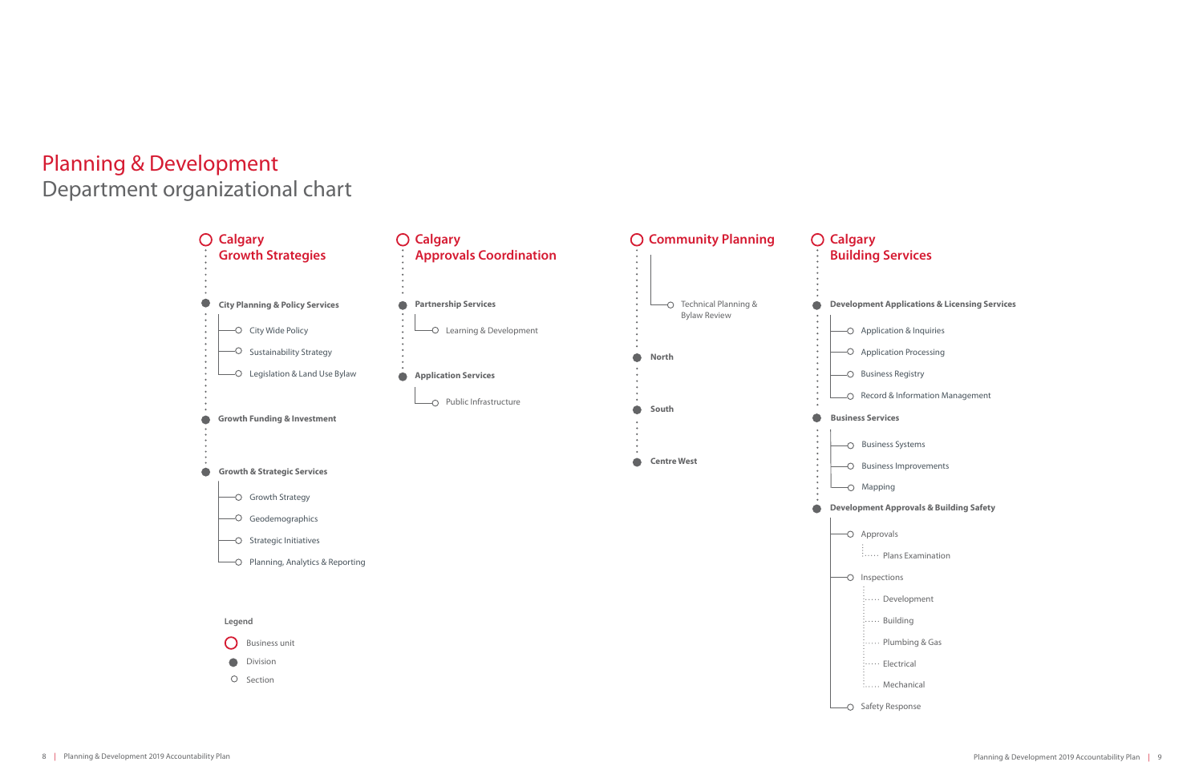# Planning & Development

## Department organizational chart

### Calgary Growth Strategies

- **City Planning & Policy Services**
  - City Wide Policy
  - Sustainability Strategy
  - Legislation & Land Use Bylaw
- **Growth Funding & Investment**
- **Growth & Strategic Services**
  - Growth Strategy
  - Geodemographics
  - Strategic Initiatives
  - Planning, Analytics & Reporting

### Calgary Approvals Coordination

- **Partnership Services**
  - Learning & Development
- **Application Services**
  - Public Infrastructure

### Community Planning

- Technical Planning & Bylaw Review
- **North**
- **South**
- **Centre West**

### Calgary Building Services

- **Development Applications & Licensing Services**
  - Application & Inquiries
  - Application Processing
  - Business Registry
  - Record & Information Management
- **Business Services**
  - Business Systems
  - Business Improvements
  - Mapping
- **Development Approvals & Building Safety**
  - Approvals
    - Plans Examination
  - Inspections
    - Development
    - Building
    - Plumbing & Gas
    - Electrical
    - Mechanical
  - Safety Response

**Legend**

- Business unit
- Division
- Section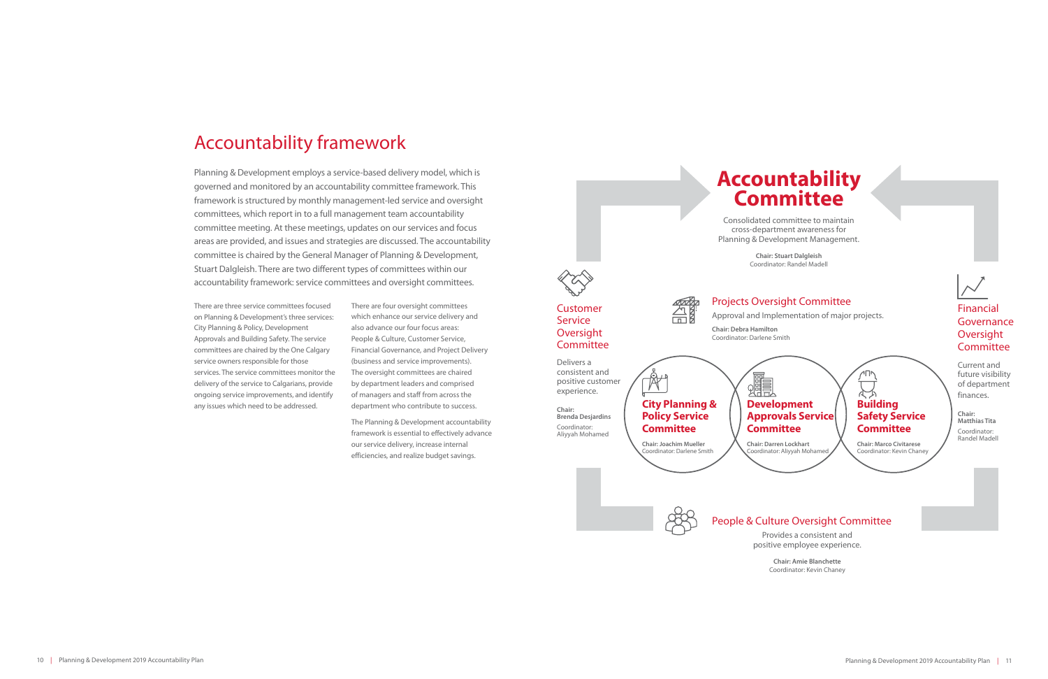# Accountability framework

Planning & Development employs a service-based delivery model, which is governed and monitored by an accountability committee framework. This framework is structured by monthly management-led service and oversight committees, which report in to a full management team accountability committee meeting. At these meetings, updates on our services and focus areas are provided, and issues and strategies are discussed. The accountability committee is chaired by the General Manager of Planning & Development, Stuart Dalgleish. There are two different types of committees within our accountability framework: service committees and oversight committees.

There are three service committees focused on Planning & Development's three services: City Planning & Policy, Development Approvals and Building Safety. The service committees are chaired by the One Calgary service owners responsible for those services. The service committees monitor the delivery of the service to Calgarians, provide ongoing service improvements, and identify any issues which need to be addressed.

There are four oversight committees which enhance our service delivery and also advance our four focus areas: People & Culture, Customer Service, Financial Governance, and Project Delivery (business and service improvements). The oversight committees are chaired by department leaders and comprised of managers and staff from across the department who contribute to success.

The Planning & Development accountability framework is essential to effectively advance our service delivery, increase internal efficiencies, and realize budget savings.

## Accountability Committee

Consolidated committee to maintain cross-department awareness for Planning & Development Management.

**Chair: Stuart Dalgleish**
Coordinator: Randel Madell

### Customer Service Oversight Committee

Delivers a consistent and positive customer experience.

**Chair: Brenda Desjardins**
Coordinator: Aliyyah Mohamed

### Projects Oversight Committee

Approval and Implementation of major projects.

**Chair: Debra Hamilton**
Coordinator: Darlene Smith

### Financial Governance Oversight Committee

Current and future visibility of department finances.

**Chair: Matthias Tita**
Coordinator: Randel Madell

### City Planning & Policy Service Committee

**Chair: Joachim Mueller**
Coordinator: Darlene Smith

### Development Approvals Service Committee

**Chair: Darren Lockhart**
Coordinator: Aliyyah Mohamed

### Building Safety Service Committee

**Chair: Marco Civitarese**
Coordinator: Kevin Chaney

### People & Culture Oversight Committee

Provides a consistent and positive employee experience.

**Chair: Amie Blanchette**
Coordinator: Kevin Chaney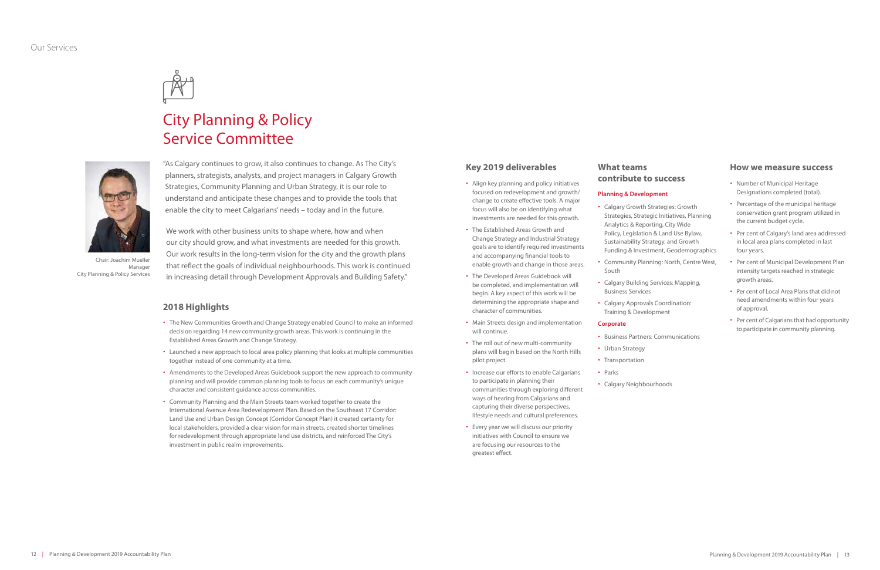# City Planning & Policy Service Committee

Chair: Joachim Mueller
Manager
City Planning & Policy Services

"As Calgary continues to grow, it also continues to change. As The City's planners, strategists, analysts, and project managers in Calgary Growth Strategies, Community Planning and Urban Strategy, it is our role to understand and anticipate these changes and to provide the tools that enable the city to meet Calgarians' needs – today and in the future.

We work with other business units to shape where, how and when our city should grow, and what investments are needed for this growth. Our work results in the long-term vision for the city and the growth plans that reflect the goals of individual neighbourhoods. This work is continued in increasing detail through Development Approvals and Building Safety."

## 2018 Highlights

- The New Communities Growth and Change Strategy enabled Council to make an informed decision regarding 14 new community growth areas. This work is continuing in the Established Areas Growth and Change Strategy.
- Launched a new approach to local area policy planning that looks at multiple communities together instead of one community at a time.
- Amendments to the Developed Areas Guidebook support the new approach to community planning and will provide common planning tools to focus on each community's unique character and consistent guidance across communities.
- Community Planning and the Main Streets team worked together to create the International Avenue Area Redevelopment Plan. Based on the Southeast 17 Corridor: Land Use and Urban Design Concept (Corridor Concept Plan) it created certainty for local stakeholders, provided a clear vision for main streets, created shorter timelines for redevelopment through appropriate land use districts, and reinforced The City's investment in public realm improvements.

## Key 2019 deliverables

- Align key planning and policy initiatives focused on redevelopment and growth/change to create effective tools. A major focus will also be on identifying what investments are needed for this growth.
- The Established Areas Growth and Change Strategy and Industrial Strategy goals are to identify required investments and accompanying financial tools to enable growth and change in those areas.
- The Developed Areas Guidebook will be completed, and implementation will begin. A key aspect of this work will be determining the appropriate shape and character of communities.
- Main Streets design and implementation will continue.
- The roll out of new multi-community plans will begin based on the North Hills pilot project.
- Increase our efforts to enable Calgarians to participate in planning their communities through exploring different ways of hearing from Calgarians and capturing their diverse perspectives, lifestyle needs and cultural preferences.
- Every year we will discuss our priority initiatives with Council to ensure we are focusing our resources to the greatest effect.

## What teams contribute to success

**Planning & Development**

- Calgary Growth Strategies: Growth Strategies, Strategic Initiatives, Planning Analytics & Reporting, City Wide Policy, Legislation & Land Use Bylaw, Sustainability Strategy, and Growth Funding & Investment, Geodemographics
- Community Planning: North, Centre West, South
- Calgary Building Services: Mapping, Business Services
- Calgary Approvals Coordination: Training & Development

**Corporate**

- Business Partners: Communications
- Urban Strategy
- Transportation
- Parks
- Calgary Neighbourhoods

## How we measure success

- Number of Municipal Heritage Designations completed (total).
- Percentage of the municipal heritage conservation grant program utilized in the current budget cycle.
- Per cent of Calgary's land area addressed in local area plans completed in last four years.
- Per cent of Municipal Development Plan intensity targets reached in strategic growth areas.
- Per cent of Local Area Plans that did not need amendments within four years of approval.
- Per cent of Calgarians that had opportunity to participate in community planning.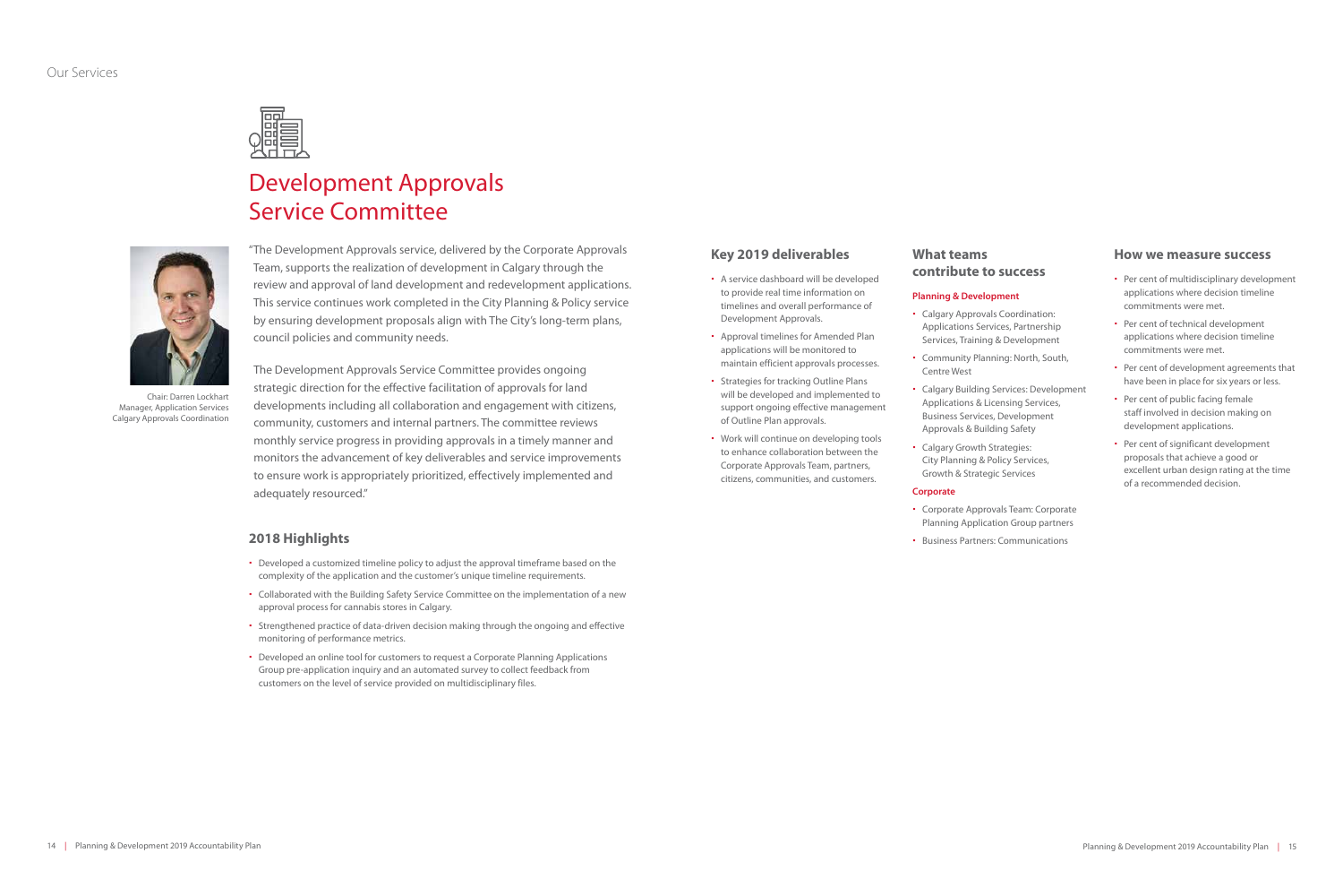# Development Approvals Service Committee

Chair: Darren Lockhart
Manager, Application Services
Calgary Approvals Coordination

"The Development Approvals service, delivered by the Corporate Approvals Team, supports the realization of development in Calgary through the review and approval of land development and redevelopment applications. This service continues work completed in the City Planning & Policy service by ensuring development proposals align with The City's long-term plans, council policies and community needs.

The Development Approvals Service Committee provides ongoing strategic direction for the effective facilitation of approvals for land developments including all collaboration and engagement with citizens, community, customers and internal partners. The committee reviews monthly service progress in providing approvals in a timely manner and monitors the advancement of key deliverables and service improvements to ensure work is appropriately prioritized, effectively implemented and adequately resourced."

## 2018 Highlights

- Developed a customized timeline policy to adjust the approval timeframe based on the complexity of the application and the customer's unique timeline requirements.
- Collaborated with the Building Safety Service Committee on the implementation of a new approval process for cannabis stores in Calgary.
- Strengthened practice of data-driven decision making through the ongoing and effective monitoring of performance metrics.
- Developed an online tool for customers to request a Corporate Planning Applications Group pre-application inquiry and an automated survey to collect feedback from customers on the level of service provided on multidisciplinary files.

## Key 2019 deliverables

- A service dashboard will be developed to provide real time information on timelines and overall performance of Development Approvals.
- Approval timelines for Amended Plan applications will be monitored to maintain efficient approvals processes.
- Strategies for tracking Outline Plans will be developed and implemented to support ongoing effective management of Outline Plan approvals.
- Work will continue on developing tools to enhance collaboration between the Corporate Approvals Team, partners, citizens, communities, and customers.

## What teams contribute to success

**Planning & Development**

- Calgary Approvals Coordination: Applications Services, Partnership Services, Training & Development
- Community Planning: North, South, Centre West
- Calgary Building Services: Development Applications & Licensing Services, Business Services, Development Approvals & Building Safety
- Calgary Growth Strategies: City Planning & Policy Services, Growth & Strategic Services

**Corporate**

- Corporate Approvals Team: Corporate Planning Application Group partners
- Business Partners: Communications

## How we measure success

- Per cent of multidisciplinary development applications where decision timeline commitments were met.
- Per cent of technical development applications where decision timeline commitments were met.
- Per cent of development agreements that have been in place for six years or less.
- Per cent of public facing female staff involved in decision making on development applications.
- Per cent of significant development proposals that achieve a good or excellent urban design rating at the time of a recommended decision.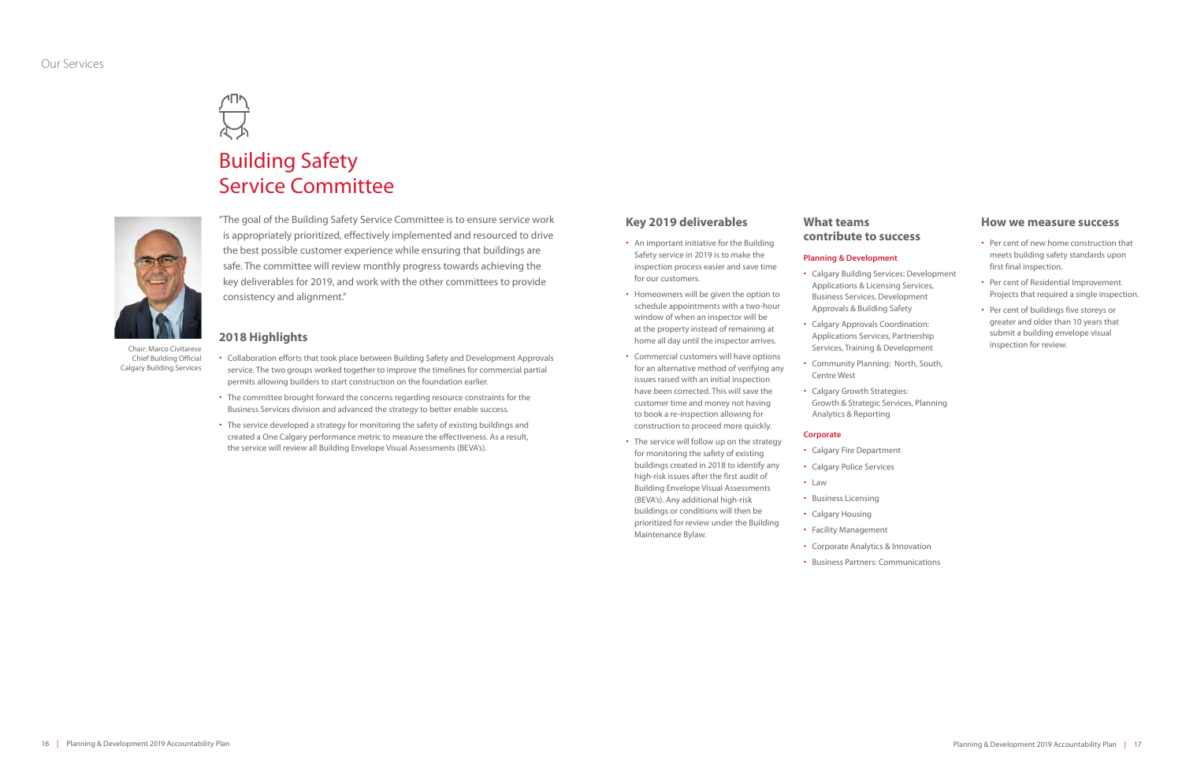# Building Safety Service Committee

"The goal of the Building Safety Service Committee is to ensure service work is appropriately prioritized, effectively implemented and resourced to drive the best possible customer experience while ensuring that buildings are safe. The committee will review monthly progress towards achieving the key deliverables for 2019, and work with the other committees to provide consistency and alignment."

Chair: Marco Civitarese
Chief Building Official
Calgary Building Services

## 2018 Highlights

- Collaboration efforts that took place between Building Safety and Development Approvals service. The two groups worked together to improve the timelines for commercial partial permits allowing builders to start construction on the foundation earlier.
- The committee brought forward the concerns regarding resource constraints for the Business Services division and advanced the strategy to better enable success.
- The service developed a strategy for monitoring the safety of existing buildings and created a One Calgary performance metric to measure the effectiveness. As a result, the service will review all Building Envelope Visual Assessments (BEVA's).

## Key 2019 deliverables

- An important initiative for the Building Safety service in 2019 is to make the inspection process easier and save time for our customers.
- Homeowners will be given the option to schedule appointments with a two-hour window of when an inspector will be at the property instead of remaining at home all day until the inspector arrives.
- Commercial customers will have options for an alternative method of verifying any issues raised with an initial inspection have been corrected. This will save the customer time and money not having to book a re-inspection allowing for construction to proceed more quickly.
- The service will follow up on the strategy for monitoring the safety of existing buildings created in 2018 to identify any high-risk issues after the first audit of Building Envelope Visual Assessments (BEVA's). Any additional high-risk buildings or conditions will then be prioritized for review under the Building Maintenance Bylaw.

## What teams contribute to success

**Planning & Development**

- Calgary Building Services: Development Applications & Licensing Services, Business Services, Development Approvals & Building Safety
- Calgary Approvals Coordination: Applications Services, Partnership Services, Training & Development
- Community Planning: North, South, Centre West
- Calgary Growth Strategies: Growth & Strategic Services, Planning Analytics & Reporting

**Corporate**

- Calgary Fire Department
- Calgary Police Services
- Law
- Business Licensing
- Calgary Housing
- Facility Management
- Corporate Analytics & Innovation
- Business Partners: Communications

## How we measure success

- Per cent of new home construction that meets building safety standards upon first final inspection.
- Per cent of Residential Improvement Projects that required a single inspection.
- Per cent of buildings five storeys or greater and older than 10 years that submit a building envelope visual inspection for review.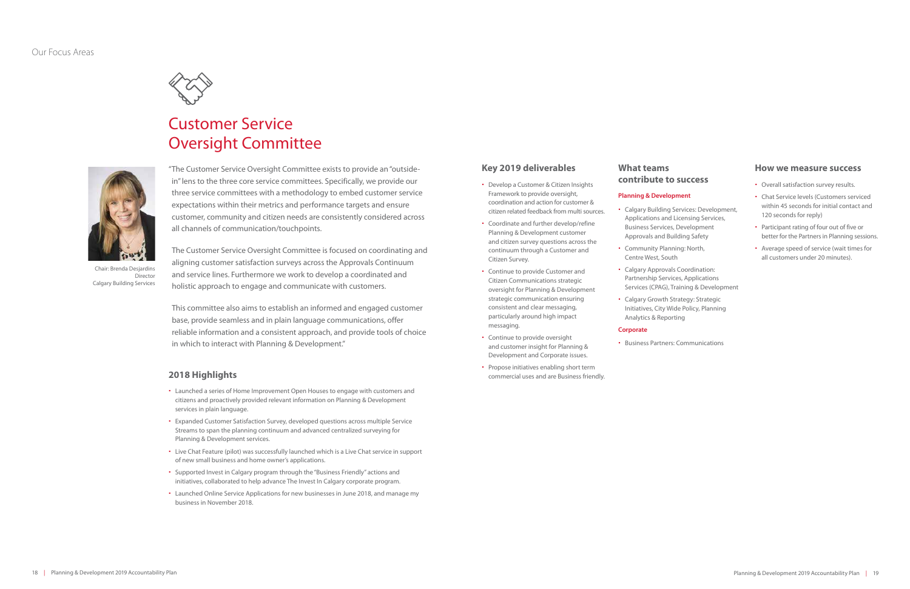Our Focus Areas

# Customer Service Oversight Committee

"The Customer Service Oversight Committee exists to provide an "outside-in" lens to the three core service committees. Specifically, we provide our three service committees with a methodology to embed customer service expectations within their metrics and performance targets and ensure customer, community and citizen needs are consistently considered across all channels of communication/touchpoints.

The Customer Service Oversight Committee is focused on coordinating and aligning customer satisfaction surveys across the Approvals Continuum and service lines. Furthermore we work to develop a coordinated and holistic approach to engage and communicate with customers.

This committee also aims to establish an informed and engaged customer base, provide seamless and in plain language communications, offer reliable information and a consistent approach, and provide tools of choice in which to interact with Planning & Development."

Chair: Brenda Desjardins
Director
Calgary Building Services

## 2018 Highlights

- Launched a series of Home Improvement Open Houses to engage with customers and citizens and proactively provided relevant information on Planning & Development services in plain language.
- Expanded Customer Satisfaction Survey, developed questions across multiple Service Streams to span the planning continuum and advanced centralized surveying for Planning & Development services.
- Live Chat Feature (pilot) was successfully launched which is a Live Chat service in support of new small business and home owner's applications.
- Supported Invest in Calgary program through the "Business Friendly" actions and initiatives, collaborated to help advance The Invest In Calgary corporate program.
- Launched Online Service Applications for new businesses in June 2018, and manage my business in November 2018.

## Key 2019 deliverables

- Develop a Customer & Citizen Insights Framework to provide oversight, coordination and action for customer & citizen related feedback from multi sources.
- Coordinate and further develop/refine Planning & Development customer and citizen survey questions across the continuum through a Customer and Citizen Survey.
- Continue to provide Customer and Citizen Communications strategic oversight for Planning & Development strategic communication ensuring consistent and clear messaging, particularly around high impact messaging.
- Continue to provide oversight and customer insight for Planning & Development and Corporate issues.
- Propose initiatives enabling short term commercial uses and are Business friendly.

## What teams contribute to success

**Planning & Development**

- Calgary Building Services: Development, Applications and Licensing Services, Business Services, Development Approvals and Building Safety
- Community Planning: North, Centre West, South
- Calgary Approvals Coordination: Partnership Services, Applications Services (CPAG), Training & Development
- Calgary Growth Strategy: Strategic Initiatives, City Wide Policy, Planning Analytics & Reporting

**Corporate**

- Business Partners: Communications

## How we measure success

- Overall satisfaction survey results.
- Chat Service levels (Customers serviced within 45 seconds for initial contact and 120 seconds for reply)
- Participant rating of four out of five or better for the Partners in Planning sessions.
- Average speed of service (wait times for all customers under 20 minutes).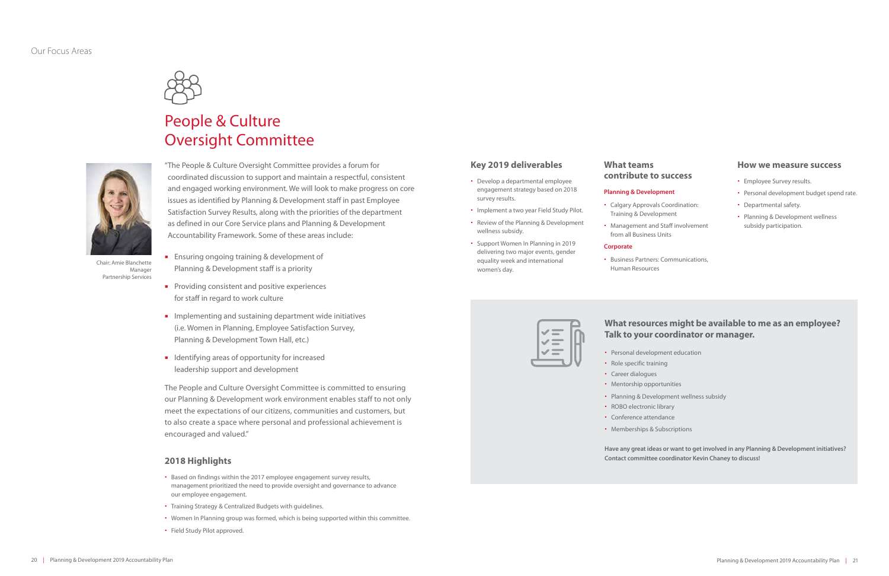Our Focus Areas

# People & Culture Oversight Committee

Chair: Amie Blanchette
Manager
Partnership Services

"The People & Culture Oversight Committee provides a forum for coordinated discussion to support and maintain a respectful, consistent and engaged working environment. We will look to make progress on core issues as identified by Planning & Development staff in past Employee Satisfaction Survey Results, along with the priorities of the department as defined in our Core Service plans and Planning & Development Accountability Framework. Some of these areas include:

- Ensuring ongoing training & development of Planning & Development staff is a priority
- Providing consistent and positive experiences for staff in regard to work culture
- Implementing and sustaining department wide initiatives (i.e. Women in Planning, Employee Satisfaction Survey, Planning & Development Town Hall, etc.)
- Identifying areas of opportunity for increased leadership support and development

The People and Culture Oversight Committee is committed to ensuring our Planning & Development work environment enables staff to not only meet the expectations of our citizens, communities and customers, but to also create a space where personal and professional achievement is encouraged and valued."

## 2018 Highlights

- Based on findings within the 2017 employee engagement survey results, management prioritized the need to provide oversight and governance to advance our employee engagement.
- Training Strategy & Centralized Budgets with guidelines.
- Women In Planning group was formed, which is being supported within this committee.
- Field Study Pilot approved.

## Key 2019 deliverables

- Develop a departmental employee engagement strategy based on 2018 survey results.
- Implement a two year Field Study Pilot.
- Review of the Planning & Development wellness subsidy.
- Support Women In Planning in 2019 delivering two major events, gender equality week and international women's day.

## What teams contribute to success

**Planning & Development**

- Calgary Approvals Coordination: Training & Development
- Management and Staff involvement from all Business Units

**Corporate**

- Business Partners: Communications, Human Resources

## How we measure success

- Employee Survey results.
- Personal development budget spend rate.
- Departmental safety.
- Planning & Development wellness subsidy participation.

## What resources might be available to me as an employee? Talk to your coordinator or manager.

- Personal development education
- Role specific training
- Career dialogues
- Mentorship opportunities
- Planning & Development wellness subsidy
- ROBO electronic library
- Conference attendance
- Memberships & Subscriptions

**Have any great ideas or want to get involved in any Planning & Development initiatives? Contact committee coordinator Kevin Chaney to discuss!**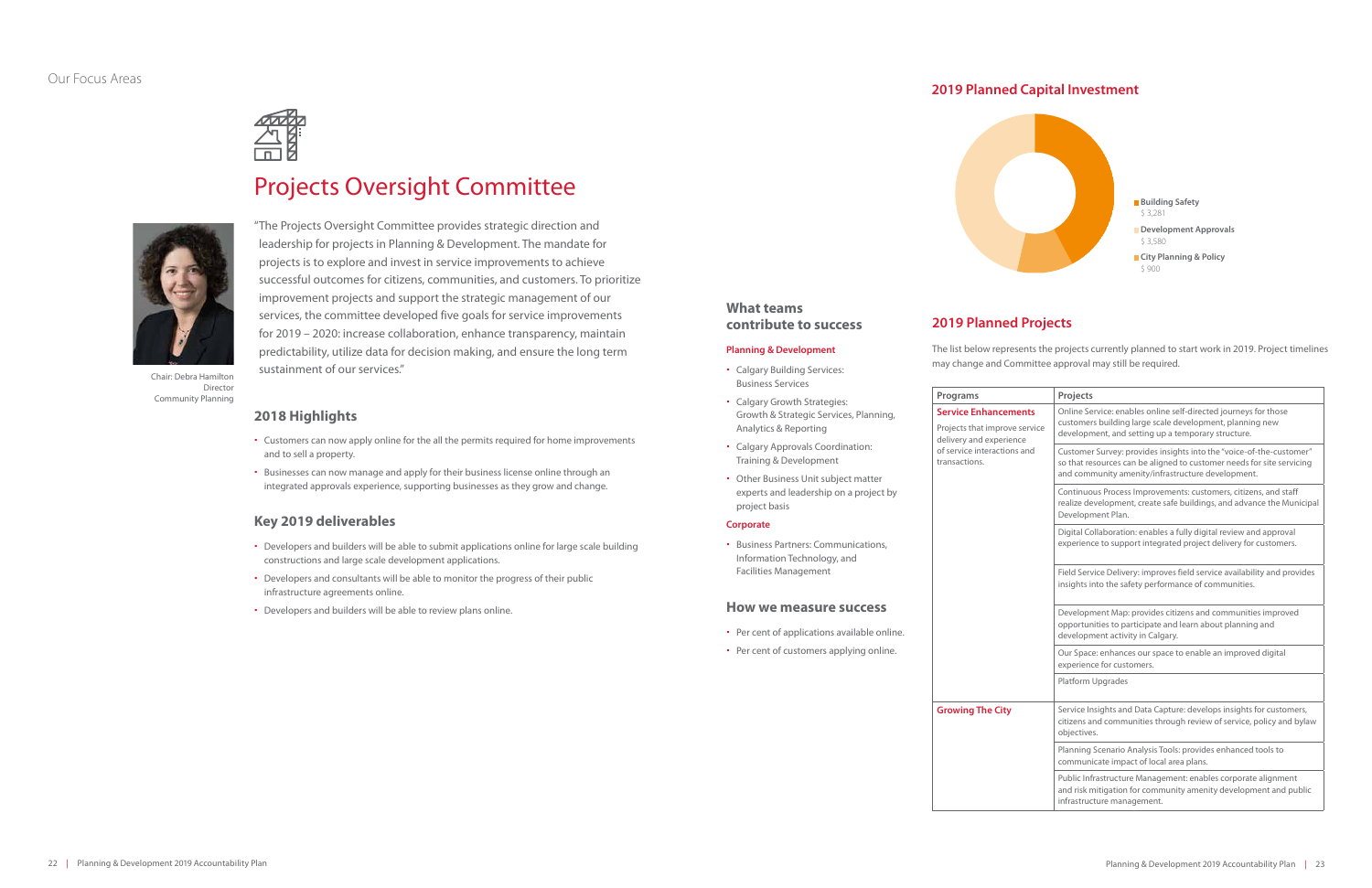Our Focus Areas

# Projects Oversight Committee

Chair: Debra Hamilton
Director
Community Planning

"The Projects Oversight Committee provides strategic direction and leadership for projects in Planning & Development. The mandate for projects is to explore and invest in service improvements to achieve successful outcomes for citizens, communities, and customers. To prioritize improvement projects and support the strategic management of our services, the committee developed five goals for service improvements for 2019 – 2020: increase collaboration, enhance transparency, maintain predictability, utilize data for decision making, and ensure the long term sustainment of our services."

## 2018 Highlights

- Customers can now apply online for the all the permits required for home improvements and to sell a property.
- Businesses can now manage and apply for their business license online through an integrated approvals experience, supporting businesses as they grow and change.

## Key 2019 deliverables

- Developers and builders will be able to submit applications online for large scale building constructions and large scale development applications.
- Developers and consultants will be able to monitor the progress of their public infrastructure agreements online.
- Developers and builders will be able to review plans online.

## What teams contribute to success

**Planning & Development**

- Calgary Building Services: Business Services
- Calgary Growth Strategies: Growth & Strategic Services, Planning, Analytics & Reporting
- Calgary Approvals Coordination: Training & Development
- Other Business Unit subject matter experts and leadership on a project by project basis

**Corporate**

- Business Partners: Communications, Information Technology, and Facilities Management

## How we measure success

- Per cent of applications available online.
- Per cent of customers applying online.

## 2019 Planned Capital Investment

- **Building Safety** $ 3,281
- **Development Approvals** $ 3,580
- **City Planning & Policy** $ 900

## 2019 Planned Projects

The list below represents the projects currently planned to start work in 2019. Project timelines may change and Committee approval may still be required.

| Programs | Projects |
| --- | --- |
| **Service Enhancements** Projects that improve service delivery and experience of service interactions and transactions. | Online Service: enables online self-directed journeys for those customers building large scale development, planning new development, and setting up a temporary structure. |
| | Customer Survey: provides insights into the "voice-of-the-customer" so that resources can be aligned to customer needs for site servicing and community amenity/infrastructure development. |
| | Continuous Process Improvements: customers, citizens, and staff realize development, create safe buildings, and advance the Municipal Development Plan. |
| | Digital Collaboration: enables a fully digital review and approval experience to support integrated project delivery for customers. |
| | Field Service Delivery: improves field service availability and provides insights into the safety performance of communities. |
| | Development Map: provides citizens and communities improved opportunities to participate and learn about planning and development activity in Calgary. |
| | Our Space: enhances our space to enable an improved digital experience for customers. |
| | Platform Upgrades |
| **Growing The City** | Service Insights and Data Capture: develops insights for customers, citizens and communities through review of service, policy and bylaw objectives. |
| | Planning Scenario Analysis Tools: provides enhanced tools to communicate impact of local area plans. |
| | Public Infrastructure Management: enables corporate alignment and risk mitigation for community amenity development and public infrastructure management. |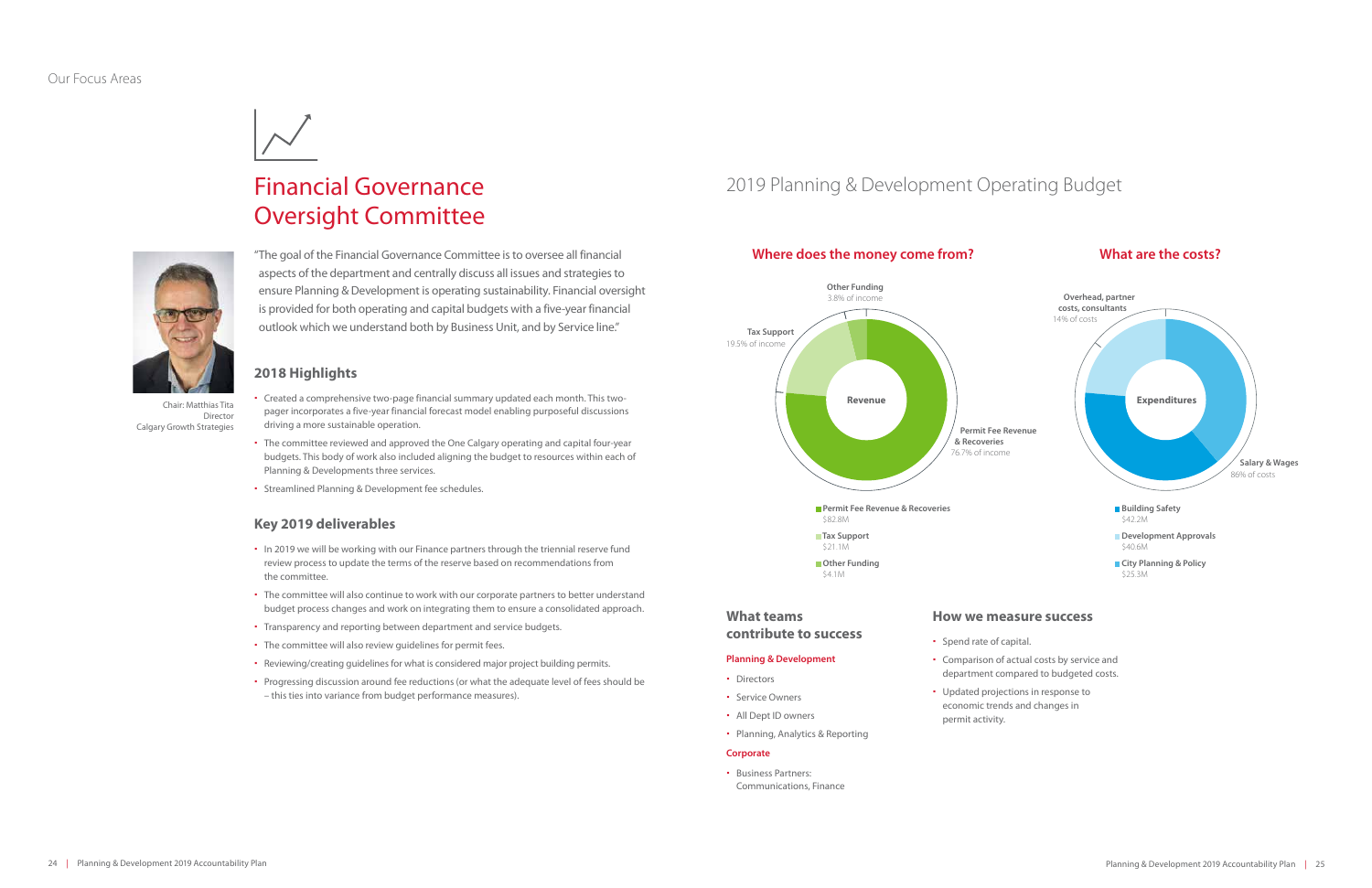Our Focus Areas

# Financial Governance Oversight Committee

Chair: Matthias Tita
Director
Calgary Growth Strategies

"The goal of the Financial Governance Committee is to oversee all financial aspects of the department and centrally discuss all issues and strategies to ensure Planning & Development is operating sustainability. Financial oversight is provided for both operating and capital budgets with a five-year financial outlook which we understand both by Business Unit, and by Service line."

## 2018 Highlights

- Created a comprehensive two-page financial summary updated each month. This two-pager incorporates a five-year financial forecast model enabling purposeful discussions driving a more sustainable operation.
- The committee reviewed and approved the One Calgary operating and capital four-year budgets. This body of work also included aligning the budget to resources within each of Planning & Developments three services.
- Streamlined Planning & Development fee schedules.

## Key 2019 deliverables

- In 2019 we will be working with our Finance partners through the triennial reserve fund review process to update the terms of the reserve based on recommendations from the committee.
- The committee will also continue to work with our corporate partners to better understand budget process changes and work on integrating them to ensure a consolidated approach.
- Transparency and reporting between department and service budgets.
- The committee will also review guidelines for permit fees.
- Reviewing/creating guidelines for what is considered major project building permits.
- Progressing discussion around fee reductions (or what the adequate level of fees should be – this ties into variance from budget performance measures).

# 2019 Planning & Development Operating Budget

## Where does the money come from?

Revenue

- Other Funding – 3.8% of income
- Tax Support – 19.5% of income
- Permit Fee Revenue & Recoveries – 76.7% of income

- Permit Fee Revenue & Recoveries: $82.8M
- Tax Support: $21.1M
- Other Funding: $4.1M

## What are the costs?

Expenditures

- Overhead, partner costs, consultants – 14% of costs
- Salary & Wages – 86% of costs

- Building Safety: $42.2M
- Development Approvals: $40.6M
- City Planning & Policy: $25.3M

## What teams contribute to success

**Planning & Development**

- Directors
- Service Owners
- All Dept ID owners
- Planning, Analytics & Reporting

**Corporate**

- Business Partners: Communications, Finance

## How we measure success

- Spend rate of capital.
- Comparison of actual costs by service and department compared to budgeted costs.
- Updated projections in response to economic trends and changes in permit activity.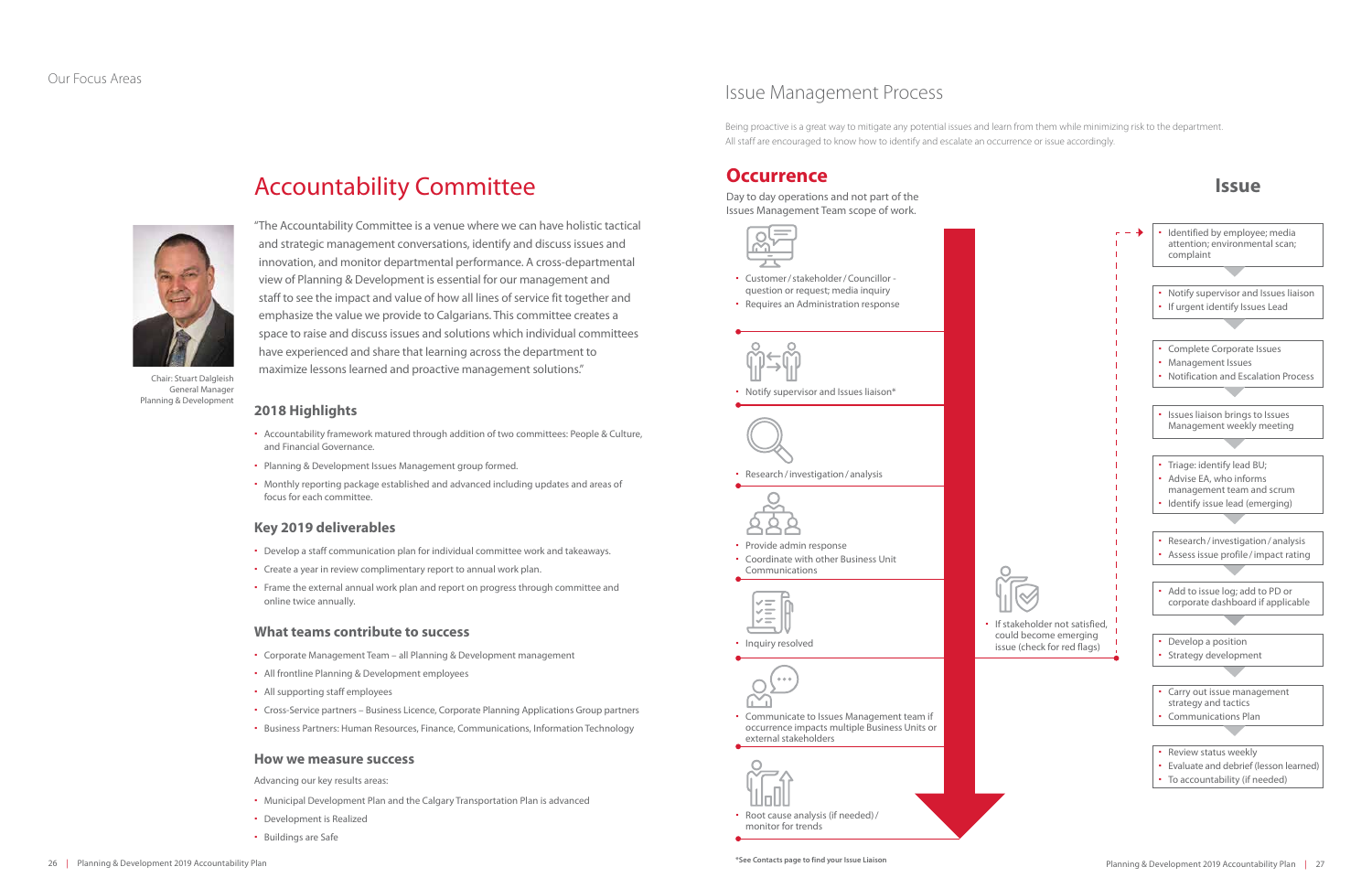Our Focus Areas

# Accountability Committee

Chair: Stuart Dalgleish
General Manager
Planning & Development

"The Accountability Committee is a venue where we can have holistic tactical and strategic management conversations, identify and discuss issues and innovation, and monitor departmental performance. A cross-departmental view of Planning & Development is essential for our management and staff to see the impact and value of how all lines of service fit together and emphasize the value we provide to Calgarians. This committee creates a space to raise and discuss issues and solutions which individual committees have experienced and share that learning across the department to maximize lessons learned and proactive management solutions."

### 2018 Highlights

- Accountability framework matured through addition of two committees: People & Culture, and Financial Governance.
- Planning & Development Issues Management group formed.
- Monthly reporting package established and advanced including updates and areas of focus for each committee.

### Key 2019 deliverables

- Develop a staff communication plan for individual committee work and takeaways.
- Create a year in review complimentary report to annual work plan.
- Frame the external annual work plan and report on progress through committee and online twice annually.

### What teams contribute to success

- Corporate Management Team – all Planning & Development management
- All frontline Planning & Development employees
- All supporting staff employees
- Cross-Service partners – Business Licence, Corporate Planning Applications Group partners
- Business Partners: Human Resources, Finance, Communications, Information Technology

### How we measure success

Advancing our key results areas:

- Municipal Development Plan and the Calgary Transportation Plan is advanced
- Development is Realized
- Buildings are Safe

# Issue Management Process

Being proactive is a great way to mitigate any potential issues and learn from them while minimizing risk to the department. All staff are encouraged to know how to identify and escalate an occurrence or issue accordingly.

## Occurrence

Day to day operations and not part of the Issues Management Team scope of work.

- Customer / stakeholder / Councillor - question or request; media inquiry
- Requires an Administration response

- Notify supervisor and Issues liaison*

- Research / investigation / analysis

- Provide admin response
- Coordinate with other Business Unit Communications

- Inquiry resolved

- If stakeholder not satisfied, could become emerging issue (check for red flags)

- Communicate to Issues Management team if occurrence impacts multiple Business Units or external stakeholders

- Root cause analysis (if needed) / monitor for trends

## Issue

- Identified by employee; media attention; environmental scan; complaint

- Notify supervisor and Issues liaison
- If urgent identify Issues Lead

- Complete Corporate Issues
- Management Issues
- Notification and Escalation Process

- Issues liaison brings to Issues Management weekly meeting

- Triage: identify lead BU;
- Advise EA, who informs management team and scrum
- Identify issue lead (emerging)

- Research / investigation / analysis
- Assess issue profile / impact rating

- Add to issue log; add to PD or corporate dashboard if applicable

- Develop a position
- Strategy development

- Carry out issue management strategy and tactics
- Communications Plan

- Review status weekly
- Evaluate and debrief (lesson learned)
- To accountability (if needed)

*See Contacts page to find your Issue Liaison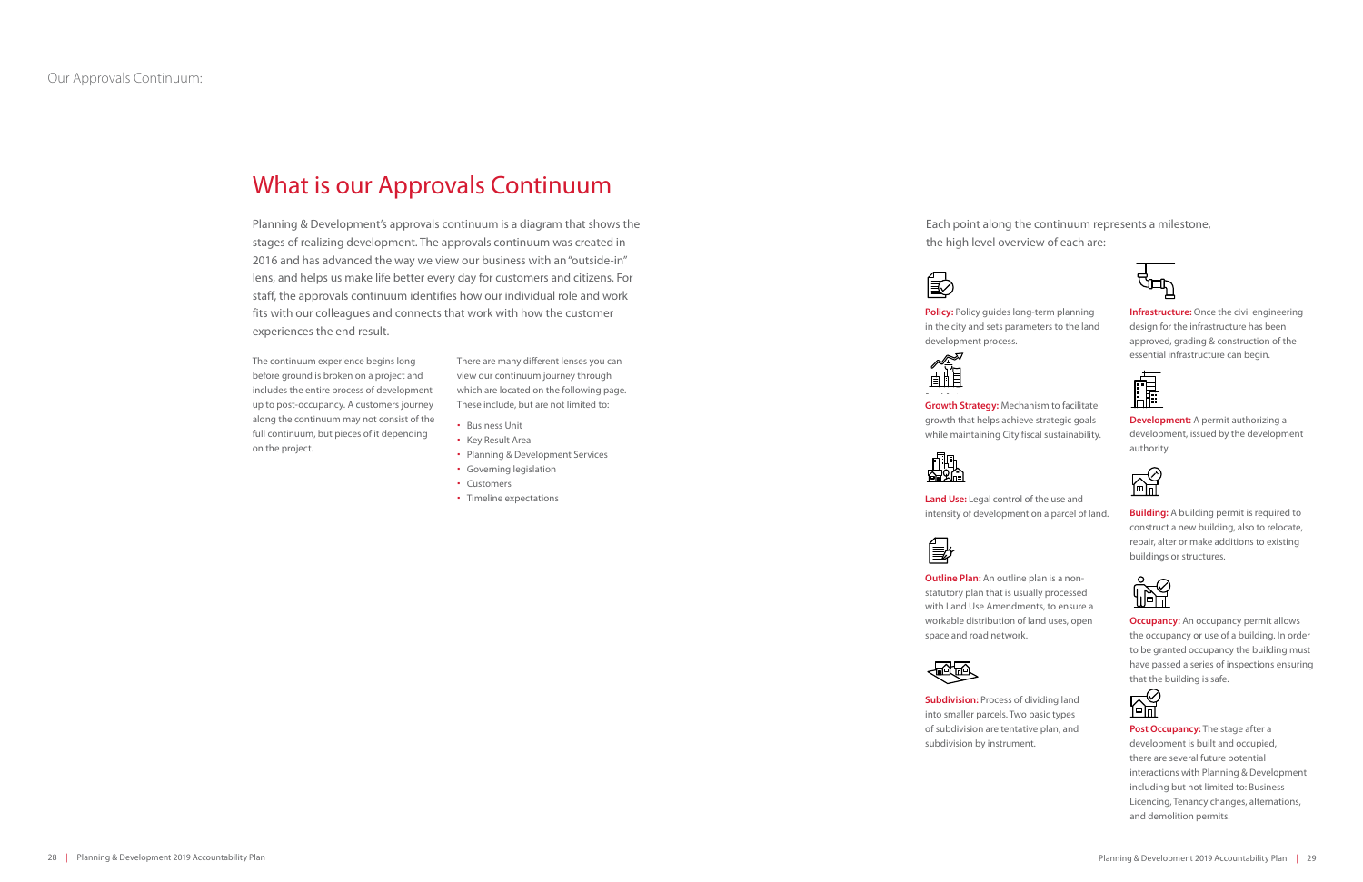Our Approvals Continuum:

# What is our Approvals Continuum

Planning & Development's approvals continuum is a diagram that shows the stages of realizing development. The approvals continuum was created in 2016 and has advanced the way we view our business with an "outside-in" lens, and helps us make life better every day for customers and citizens. For staff, the approvals continuum identifies how our individual role and work fits with our colleagues and connects that work with how the customer experiences the end result.

The continuum experience begins long before ground is broken on a project and includes the entire process of development up to post-occupancy. A customers journey along the continuum may not consist of the full continuum, but pieces of it depending on the project.

There are many different lenses you can view our continuum journey through which are located on the following page. These include, but are not limited to:

- Business Unit
- Key Result Area
- Planning & Development Services
- Governing legislation
- Customers
- Timeline expectations

Each point along the continuum represents a milestone, the high level overview of each are:

**Policy:** Policy guides long-term planning in the city and sets parameters to the land development process.

**Growth Strategy:** Mechanism to facilitate growth that helps achieve strategic goals while maintaining City fiscal sustainability.

**Land Use:** Legal control of the use and intensity of development on a parcel of land.

**Outline Plan:** An outline plan is a non-statutory plan that is usually processed with Land Use Amendments, to ensure a workable distribution of land uses, open space and road network.

**Subdivision:** Process of dividing land into smaller parcels. Two basic types of subdivision are tentative plan, and subdivision by instrument.

**Infrastructure:** Once the civil engineering design for the infrastructure has been approved, grading & construction of the essential infrastructure can begin.

**Development:** A permit authorizing a development, issued by the development authority.

**Building:** A building permit is required to construct a new building, also to relocate, repair, alter or make additions to existing buildings or structures.

**Occupancy:** An occupancy permit allows the occupancy or use of a building. In order to be granted occupancy the building must have passed a series of inspections ensuring that the building is safe.

**Post Occupancy:** The stage after a development is built and occupied, there are several future potential interactions with Planning & Development including but not limited to: Business Licencing, Tenancy changes, alternations, and demolition permits.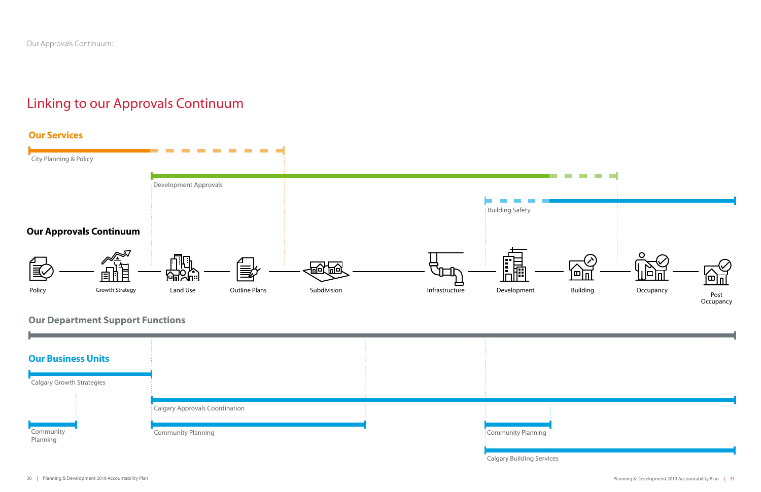Our Approvals Continuum:

# Linking to our Approvals Continuum

## Our Services

City Planning & Policy

Development Approvals

Building Safety

## Our Approvals Continuum

Policy — Growth Strategy — Land Use — Outline Plans — Subdivision — Infrastructure — Development — Building — Occupancy — Post Occupancy

## Our Department Support Functions

## Our Business Units

Calgary Growth Strategies

Calgary Approvals Coordination

Community Planning

Community Planning

Community Planning

Calgary Building Services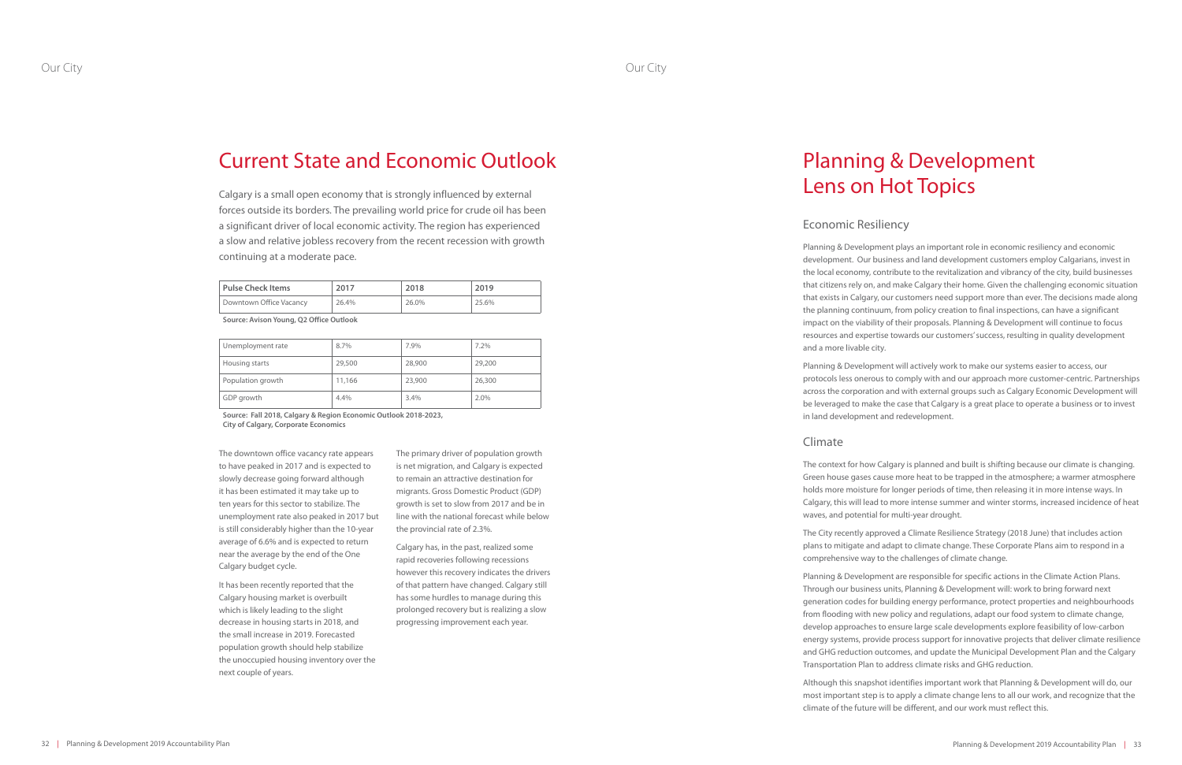# Current State and Economic Outlook

Calgary is a small open economy that is strongly influenced by external forces outside its borders. The prevailing world price for crude oil has been a significant driver of local economic activity. The region has experienced a slow and relative jobless recovery from the recent recession with growth continuing at a moderate pace.

| Pulse Check Items | 2017 | 2018 | 2019 |
|---|---|---|---|
| Downtown Office Vacancy | 26.4% | 26.0% | 25.6% |

**Source: Avison Young, Q2 Office Outlook**

| | | | |
|---|---|---|---|
| Unemployment rate | 8.7% | 7.9% | 7.2% |
| Housing starts | 29,500 | 28,900 | 29,200 |
| Population growth | 11,166 | 23,900 | 26,300 |
| GDP growth | 4.4% | 3.4% | 2.0% |

**Source: Fall 2018, Calgary & Region Economic Outlook 2018-2023, City of Calgary, Corporate Economics**

The downtown office vacancy rate appears to have peaked in 2017 and is expected to slowly decrease going forward although it has been estimated it may take up to ten years for this sector to stabilize. The unemployment rate also peaked in 2017 but is still considerably higher than the 10-year average of 6.6% and is expected to return near the average by the end of the One Calgary budget cycle.

It has been recently reported that the Calgary housing market is overbuilt which is likely leading to the slight decrease in housing starts in 2018, and the small increase in 2019. Forecasted population growth should help stabilize the unoccupied housing inventory over the next couple of years.

The primary driver of population growth is net migration, and Calgary is expected to remain an attractive destination for migrants. Gross Domestic Product (GDP) growth is set to slow from 2017 and be in line with the national forecast while below the provincial rate of 2.3%.

Calgary has, in the past, realized some rapid recoveries following recessions however this recovery indicates the drivers of that pattern have changed. Calgary still has some hurdles to manage during this prolonged recovery but is realizing a slow progressing improvement each year.

# Planning & Development Lens on Hot Topics

## Economic Resiliency

Planning & Development plays an important role in economic resiliency and economic development. Our business and land development customers employ Calgarians, invest in the local economy, contribute to the revitalization and vibrancy of the city, build businesses that citizens rely on, and make Calgary their home. Given the challenging economic situation that exists in Calgary, our customers need support more than ever. The decisions made along the planning continuum, from policy creation to final inspections, can have a significant impact on the viability of their proposals. Planning & Development will continue to focus resources and expertise towards our customers' success, resulting in quality development and a more livable city.

Planning & Development will actively work to make our systems easier to access, our protocols less onerous to comply with and our approach more customer-centric. Partnerships across the corporation and with external groups such as Calgary Economic Development will be leveraged to make the case that Calgary is a great place to operate a business or to invest in land development and redevelopment.

## Climate

The context for how Calgary is planned and built is shifting because our climate is changing. Green house gases cause more heat to be trapped in the atmosphere; a warmer atmosphere holds more moisture for longer periods of time, then releasing it in more intense ways. In Calgary, this will lead to more intense summer and winter storms, increased incidence of heat waves, and potential for multi-year drought.

The City recently approved a Climate Resilience Strategy (2018 June) that includes action plans to mitigate and adapt to climate change. These Corporate Plans aim to respond in a comprehensive way to the challenges of climate change.

Planning & Development are responsible for specific actions in the Climate Action Plans. Through our business units, Planning & Development will: work to bring forward next generation codes for building energy performance, protect properties and neighbourhoods from flooding with new policy and regulations, adapt our food system to climate change, develop approaches to ensure large scale developments explore feasibility of low-carbon energy systems, provide process support for innovative projects that deliver climate resilience and GHG reduction outcomes, and update the Municipal Development Plan and the Calgary Transportation Plan to address climate risks and GHG reduction.

Although this snapshot identifies important work that Planning & Development will do, our most important step is to apply a climate change lens to all our work, and recognize that the climate of the future will be different, and our work must reflect this.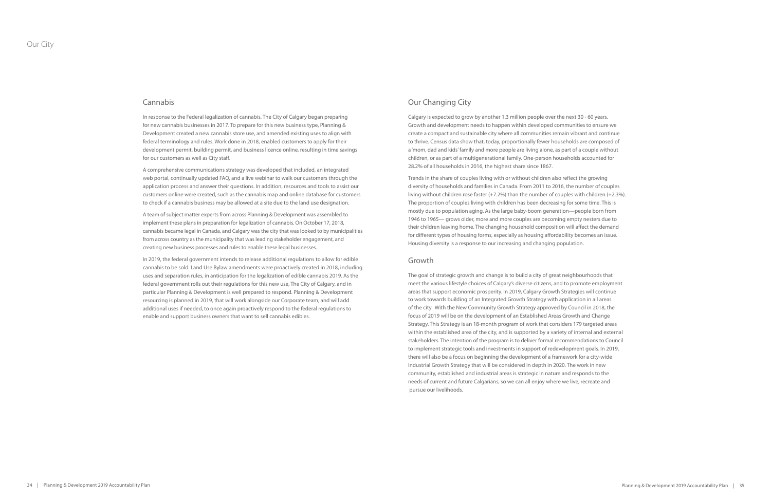## Cannabis

In response to the Federal legalization of cannabis, The City of Calgary began preparing for new cannabis businesses in 2017. To prepare for this new business type, Planning & Development created a new cannabis store use, and amended existing uses to align with federal terminology and rules. Work done in 2018, enabled customers to apply for their development permit, building permit, and business licence online, resulting in time savings for our customers as well as City staff.

A comprehensive communications strategy was developed that included, an integrated web portal, continually updated FAQ, and a live webinar to walk our customers through the application process and answer their questions. In addition, resources and tools to assist our customers online were created, such as the cannabis map and online database for customers to check if a cannabis business may be allowed at a site due to the land use designation.

A team of subject matter experts from across Planning & Development was assembled to implement these plans in preparation for legalization of cannabis. On October 17, 2018, cannabis became legal in Canada, and Calgary was the city that was looked to by municipalities from across country as the municipality that was leading stakeholder engagement, and creating new business processes and rules to enable these legal businesses.

In 2019, the federal government intends to release additional regulations to allow for edible cannabis to be sold. Land Use Bylaw amendments were proactively created in 2018, including uses and separation rules, in anticipation for the legalization of edible cannabis 2019. As the federal government rolls out their regulations for this new use, The City of Calgary, and in particular Planning & Development is well prepared to respond. Planning & Development resourcing is planned in 2019, that will work alongside our Corporate team, and will add additional uses if needed, to once again proactively respond to the federal regulations to enable and support business owners that want to sell cannabis edibles.

## Our Changing City

Calgary is expected to grow by another 1.3 million people over the next 30 - 60 years. Growth and development needs to happen within developed communities to ensure we create a compact and sustainable city where all communities remain vibrant and continue to thrive. Census data show that, today, proportionally fewer households are composed of a 'mom, dad and kids' family and more people are living alone, as part of a couple without children, or as part of a multigenerational family. One-person households accounted for 28.2% of all households in 2016, the highest share since 1867.

Trends in the share of couples living with or without children also reflect the growing diversity of households and families in Canada. From 2011 to 2016, the number of couples living without children rose faster (+7.2%) than the number of couples with children (+2.3%). The proportion of couples living with children has been decreasing for some time. This is mostly due to population aging. As the large baby-boom generation—people born from 1946 to 1965— grows older, more and more couples are becoming empty nesters due to their children leaving home. The changing household composition will affect the demand for different types of housing forms, especially as housing affordability becomes an issue. Housing diversity is a response to our increasing and changing population.

## Growth

The goal of strategic growth and change is to build a city of great neighbourhoods that meet the various lifestyle choices of Calgary's diverse citizens, and to promote employment areas that support economic prosperity. In 2019, Calgary Growth Strategies will continue to work towards building of an Integrated Growth Strategy with application in all areas of the city. With the New Community Growth Strategy approved by Council in 2018, the focus of 2019 will be on the development of an Established Areas Growth and Change Strategy. This Strategy is an 18-month program of work that considers 179 targeted areas within the established area of the city, and is supported by a variety of internal and external stakeholders. The intention of the program is to deliver formal recommendations to Council to implement strategic tools and investments in support of redevelopment goals. In 2019, there will also be a focus on beginning the development of a framework for a city-wide Industrial Growth Strategy that will be considered in depth in 2020. The work in new community, established and industrial areas is strategic in nature and responds to the needs of current and future Calgarians, so we can all enjoy where we live, recreate and pursue our livelihoods.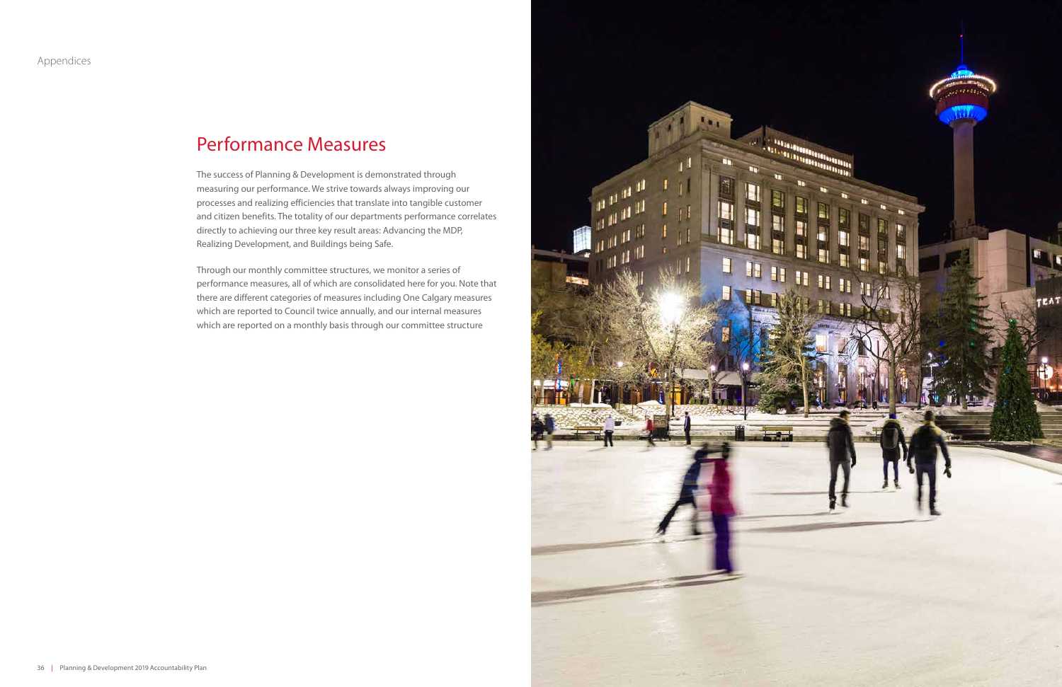# Performance Measures

The success of Planning & Development is demonstrated through measuring our performance. We strive towards always improving our processes and realizing efficiencies that translate into tangible customer and citizen benefits. The totality of our departments performance correlates directly to achieving our three key result areas: Advancing the MDP, Realizing Development, and Buildings being Safe.

Through our monthly committee structures, we monitor a series of performance measures, all of which are consolidated here for you. Note that there are different categories of measures including One Calgary measures which are reported to Council twice annually, and our internal measures which are reported on a monthly basis through our committee structure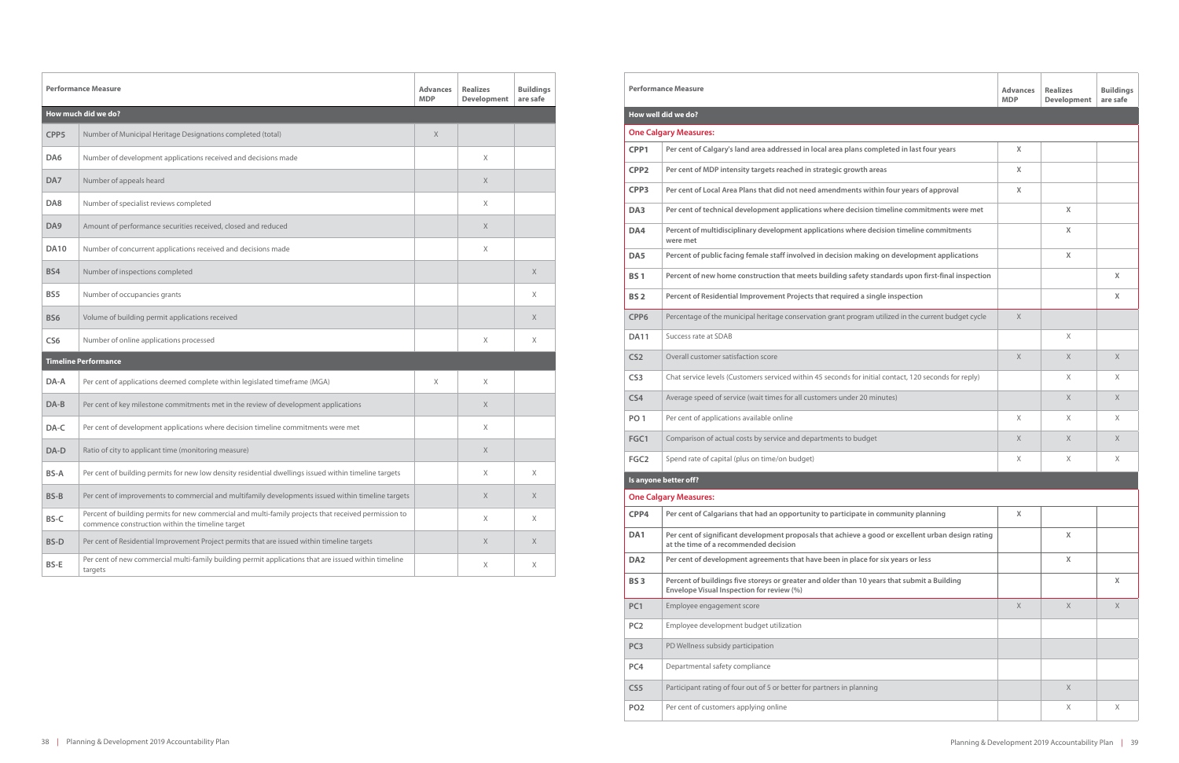| Performance Measure | | Advances MDP | Realizes Development | Buildings are safe |
|---|---|---|---|---|
| **How much did we do?** | | | | |
| CPP5 | Number of Municipal Heritage Designations completed (total) | X | | |
| DA6 | Number of development applications received and decisions made | | X | |
| DA7 | Number of appeals heard | | X | |
| DA8 | Number of specialist reviews completed | | X | |
| DA9 | Amount of performance securities received, closed and reduced | | X | |
| DA10 | Number of concurrent applications received and decisions made | | X | |
| BS4 | Number of inspections completed | | | X |
| BS5 | Number of occupancies grants | | | X |
| BS6 | Volume of building permit applications received | | | X |
| CS6 | Number of online applications processed | | X | X |
| **Timeline Performance** | | | | |
| DA-A | Per cent of applications deemed complete within legislated timeframe (MGA) | X | X | |
| DA-B | Per cent of key milestone commitments met in the review of development applications | | X | |
| DA-C | Per cent of development applications where decision timeline commitments were met | | X | |
| DA-D | Ratio of city to applicant time (monitoring measure) | | X | |
| BS-A | Per cent of building permits for new low density residential dwellings issued within timeline targets | | X | X |
| BS-B | Per cent of improvements to commercial and multifamily developments issued within timeline targets | | X | X |
| BS-C | Percent of building permits for new commercial and multi-family projects that received permission to commence construction within the timeline target | | X | X |
| BS-D | Per cent of Residential Improvement Project permits that are issued within timeline targets | | X | X |
| BS-E | Per cent of new commercial multi-family building permit applications that are issued within timeline targets | | X | X |

| Performance Measure | | Advances MDP | Realizes Development | Buildings are safe |
|---|---|---|---|---|
| **How well did we do?** | | | | |
| **One Calgary Measures:** | | | | |
| CPP1 | **Per cent of Calgary's land area addressed in local area plans completed in last four years** | X | | |
| CPP2 | **Per cent of MDP intensity targets reached in strategic growth areas** | X | | |
| CPP3 | **Per cent of Local Area Plans that did not need amendments within four years of approval** | X | | |
| DA3 | **Per cent of technical development applications where decision timeline commitments were met** | | X | |
| DA4 | **Percent of multidisciplinary development applications where decision timeline commitments were met** | | X | |
| DA5 | **Percent of public facing female staff involved in decision making on development applications** | | X | |
| BS 1 | **Percent of new home construction that meets building safety standards upon first-final inspection** | | | X |
| BS 2 | **Percent of Residential Improvement Projects that required a single inspection** | | | X |
| CPP6 | Percentage of the municipal heritage conservation grant program utilized in the current budget cycle | X | | |
| DA11 | Success rate at SDAB | | X | |
| CS2 | Overall customer satisfaction score | X | X | X |
| CS3 | Chat service levels (Customers serviced within 45 seconds for initial contact, 120 seconds for reply) | | X | X |
| CS4 | Average speed of service (wait times for all customers under 20 minutes) | | X | X |
| PO 1 | Per cent of applications available online | X | X | X |
| FGC1 | Comparison of actual costs by service and departments to budget | X | X | X |
| FGC2 | Spend rate of capital (plus on time/on budget) | X | X | X |
| **Is anyone better off?** | | | | |
| **One Calgary Measures:** | | | | |
| CPP4 | **Per cent of Calgarians that had an opportunity to participate in community planning** | X | | |
| DA1 | **Per cent of significant development proposals that achieve a good or excellent urban design rating at the time of a recommended decision** | | X | |
| DA2 | **Per cent of development agreements that have been in place for six years or less** | | X | |
| BS 3 | **Percent of buildings five storeys or greater and older than 10 years that submit a Building Envelope Visual Inspection for review (%)** | | | X |
| PC1 | Employee engagement score | X | X | X |
| PC2 | Employee development budget utilization | | | |
| PC3 | PD Wellness subsidy participation | | | |
| PC4 | Departmental safety compliance | | | |
| CS5 | Participant rating of four out of 5 or better for partners in planning | | X | |
| PO2 | Per cent of customers applying online | | X | X |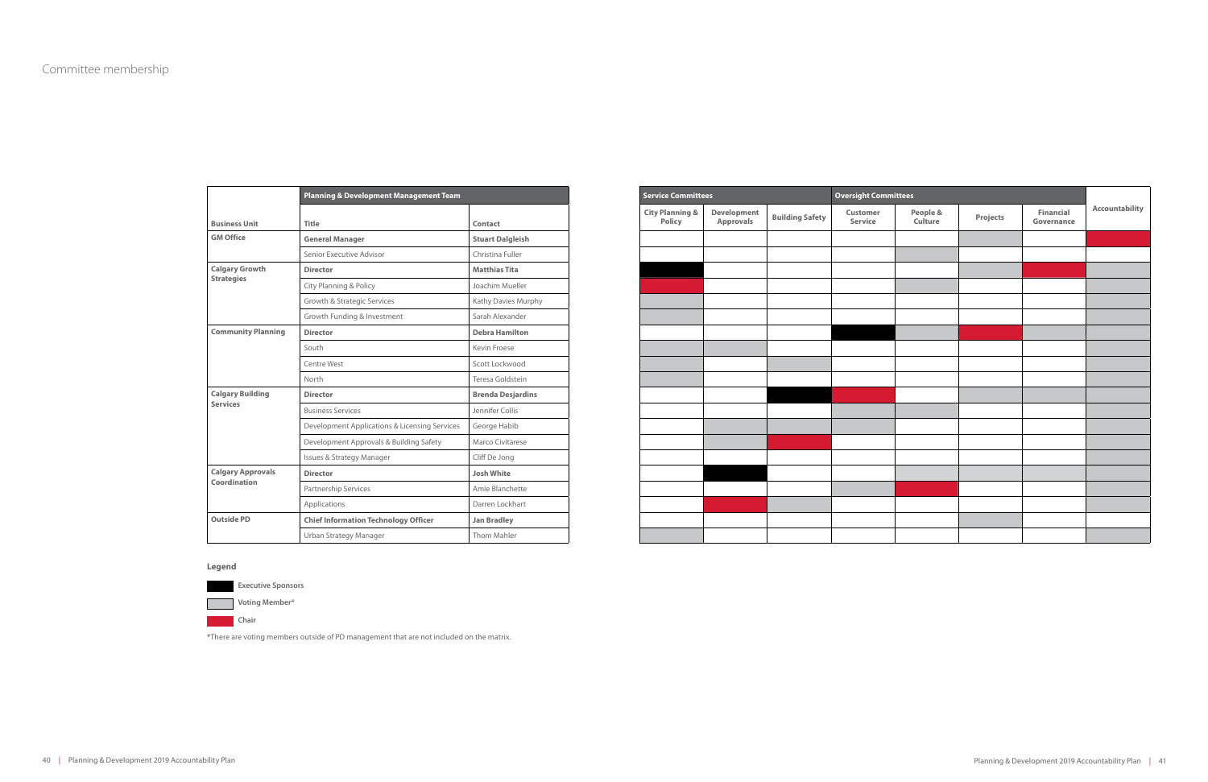# Committee membership

| | Planning & Development Management Team | | Service Committees | | | Oversight Committees | | | | |
|---|---|---|---|---|---|---|---|---|---|---|
| **Business Unit** | **Title** | **Contact** | **City Planning & Policy** | **Development Approvals** | **Building Safety** | **Customer Service** | **People & Culture** | **Projects** | **Financial Governance** | **Accountability** |
| **GM Office** | **General Manager** | **Stuart Dalgleish** | | | | | | Voting Member | | Chair |
| | Senior Executive Advisor | Christina Fuller | | | | | Voting Member | | | |
| **Calgary Growth Strategies** | **Director** | **Matthias Tita** | Executive Sponsor | | | | | Voting Member | Chair | Voting Member |
| | City Planning & Policy | Joachim Mueller | Chair | | | | Voting Member | | | Voting Member |
| | Growth & Strategic Services | Kathy Davies Murphy | Voting Member | | | | | | | Voting Member |
| | Growth Funding & Investment | Sarah Alexander | Voting Member | | | | | | | Voting Member |
| **Community Planning** | **Director** | **Debra Hamilton** | | | | Executive Sponsor | Voting Member | Chair | Voting Member | Voting Member |
| | South | Kevin Froese | Voting Member | Voting Member | | | | | | Voting Member |
| | Centre West | Scott Lockwood | Voting Member | | Voting Member | | | | | Voting Member |
| | North | Teresa Goldstein | Voting Member | | | | | | | Voting Member |
| **Calgary Building Services** | **Director** | **Brenda Desjardins** | | | Executive Sponsor | Chair | | Voting Member | Voting Member | Voting Member |
| | Business Services | Jennifer Collis | | | | Voting Member | Voting Member | | | Voting Member |
| | Development Applications & Licensing Services | George Habib | | Voting Member | Voting Member | Voting Member | | | | Voting Member |
| | Development Approvals & Building Safety | Marco Civitarese | | Voting Member | Chair | | | | | Voting Member |
| | Issues & Strategy Manager | Cliff De Jong | | | | | | | | Voting Member |
| **Calgary Approvals Coordination** | **Director** | **Josh White** | | Executive Sponsor | | | Voting Member | Voting Member | Voting Member | Voting Member |
| | Partnership Services | Amie Blanchette | | | | Voting Member | Chair | | | Voting Member |
| | Applications | Darren Lockhart | | Chair | Voting Member | | | | | Voting Member |
| **Outside PD** | **Chief Information Technology Officer** | **Jan Bradley** | | | | | | Voting Member | | |
| | Urban Strategy Manager | Thom Mahler | Voting Member | | | | | | | Voting Member |

**Legend**

- Executive Sponsors
- Voting Member*
- Chair

*There are voting members outside of PD management that are not included on the matrix.